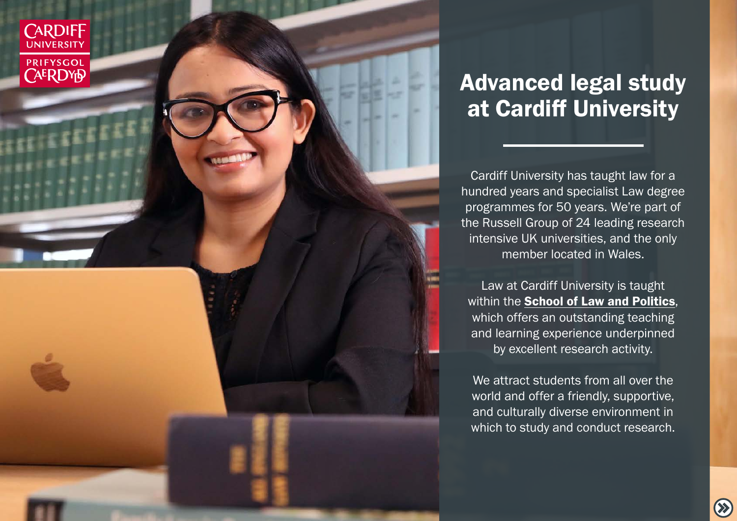Cardiff University
Prifysgol Caerdydd

# Advanced legal study at Cardiff University

Cardiff University has taught law for a hundred years and specialist Law degree programmes for 50 years. We're part of the Russell Group of 24 leading research intensive UK universities, and the only member located in Wales.

Law at Cardiff University is taught within the **School of Law and Politics**, which offers an outstanding teaching and learning experience underpinned by excellent research activity.

We attract students from all over the world and offer a friendly, supportive, and culturally diverse environment in which to study and conduct research.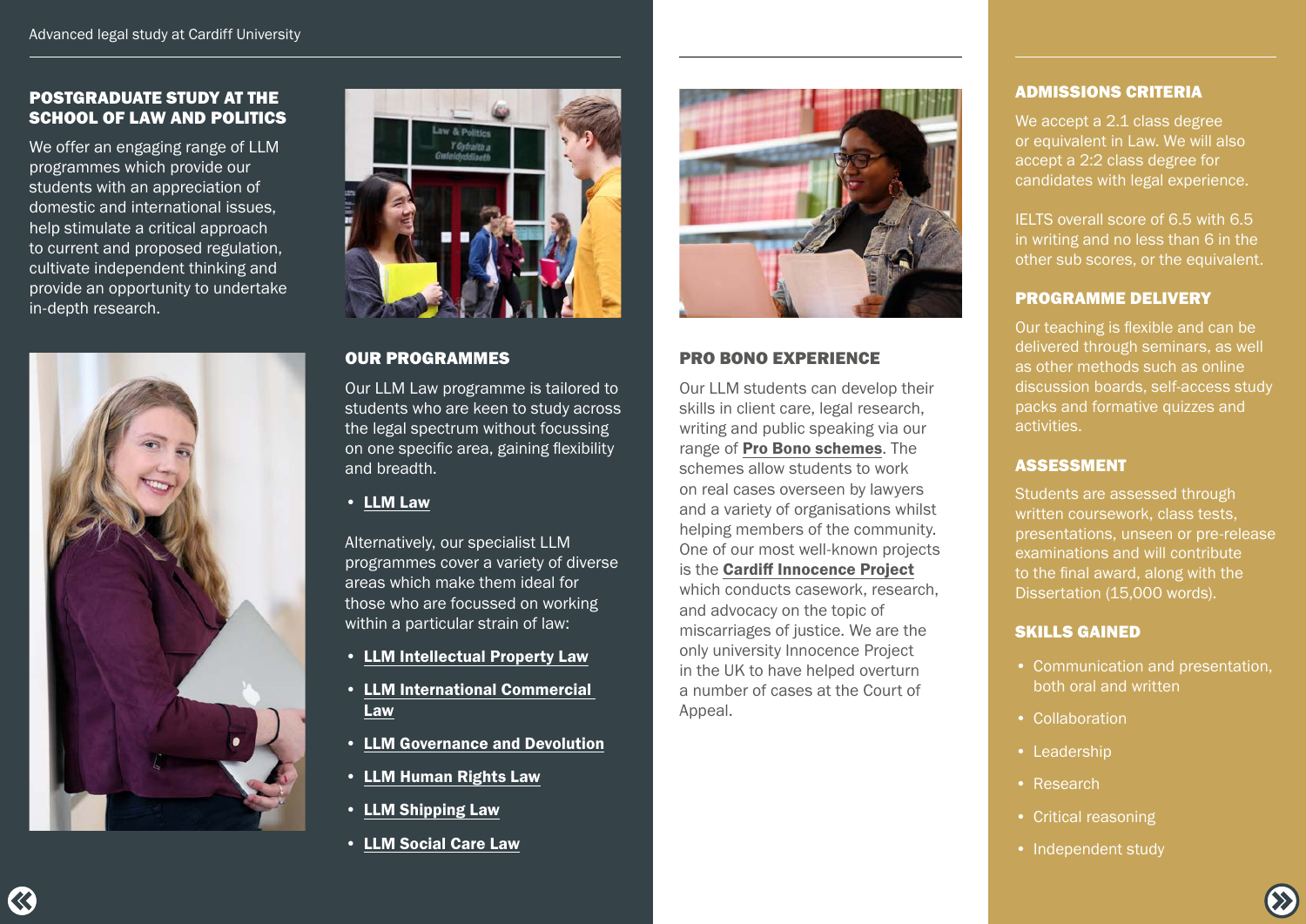## POSTGRADUATE STUDY AT THE SCHOOL OF LAW AND POLITICS

We offer an engaging range of LLM programmes which provide our students with an appreciation of domestic and international issues, help stimulate a critical approach to current and proposed regulation, cultivate independent thinking and provide an opportunity to undertake in-depth research.

## OUR PROGRAMMES

Our LLM Law programme is tailored to students who are keen to study across the legal spectrum without focussing on one specific area, gaining flexibility and breadth.

- **LLM Law**

Alternatively, our specialist LLM programmes cover a variety of diverse areas which make them ideal for those who are focussed on working within a particular strain of law:

- **LLM Intellectual Property Law**
- **LLM International Commercial Law**
- **LLM Governance and Devolution**
- **LLM Human Rights Law**
- **LLM Shipping Law**
- **LLM Social Care Law**

## PRO BONO EXPERIENCE

Our LLM students can develop their skills in client care, legal research, writing and public speaking via our range of **Pro Bono schemes**. The schemes allow students to work on real cases overseen by lawyers and a variety of organisations whilst helping members of the community. One of our most well-known projects is the **Cardiff Innocence Project** which conducts casework, research, and advocacy on the topic of miscarriages of justice. We are the only university Innocence Project in the UK to have helped overturn a number of cases at the Court of Appeal.

## ADMISSIONS CRITERIA

We accept a 2.1 class degree or equivalent in Law. We will also accept a 2:2 class degree for candidates with legal experience.

IELTS overall score of 6.5 with 6.5 in writing and no less than 6 in the other sub scores, or the equivalent.

## PROGRAMME DELIVERY

Our teaching is flexible and can be delivered through seminars, as well as other methods such as online discussion boards, self-access study packs and formative quizzes and activities.

## ASSESSMENT

Students are assessed through written coursework, class tests, presentations, unseen or pre-release examinations and will contribute to the final award, along with the Dissertation (15,000 words).

## SKILLS GAINED

- Communication and presentation, both oral and written
- Collaboration
- Leadership
- Research
- Critical reasoning
- Independent study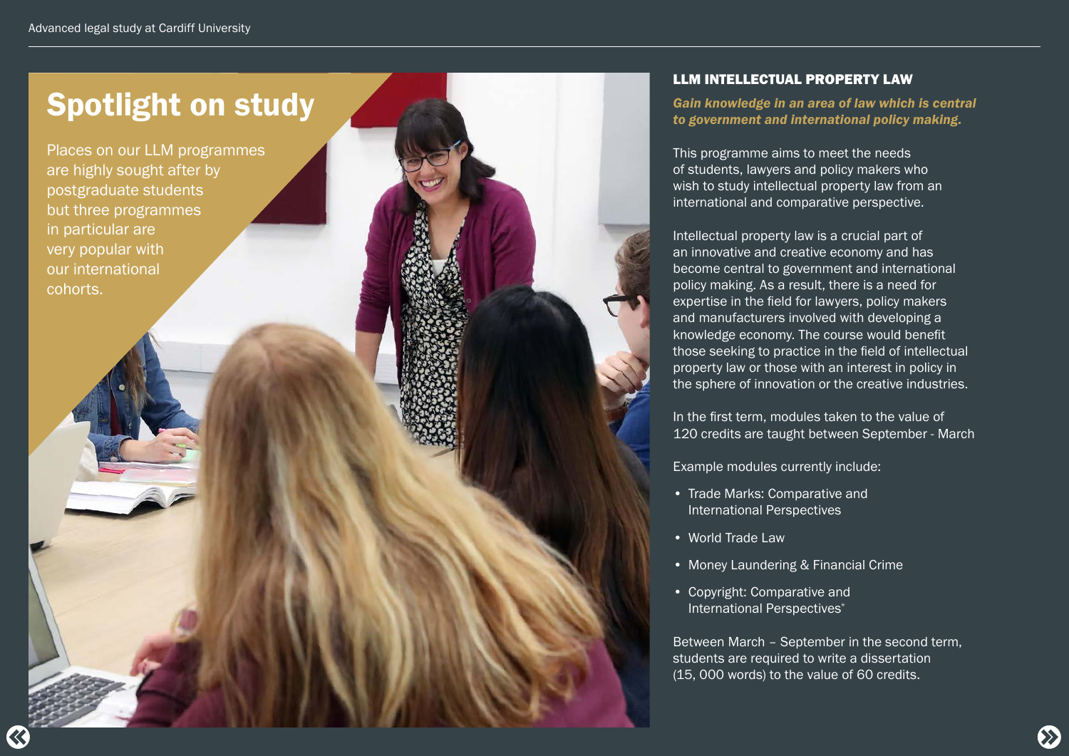# Spotlight on study

Places on our LLM programmes are highly sought after by postgraduate students but three programmes in particular are very popular with our international cohorts.

## LLM INTELLECTUAL PROPERTY LAW

***Gain knowledge in an area of law which is central to government and international policy making.***

This programme aims to meet the needs of students, lawyers and policy makers who wish to study intellectual property law from an international and comparative perspective.

Intellectual property law is a crucial part of an innovative and creative economy and has become central to government and international policy making. As a result, there is a need for expertise in the field for lawyers, policy makers and manufacturers involved with developing a knowledge economy. The course would benefit those seeking to practice in the field of intellectual property law or those with an interest in policy in the sphere of innovation or the creative industries.

In the first term, modules taken to the value of 120 credits are taught between September - March

Example modules currently include:

- Trade Marks: Comparative and International Perspectives
- World Trade Law
- Money Laundering & Financial Crime
- Copyright: Comparative and International Perspectives*

Between March – September in the second term, students are required to write a dissertation (15, 000 words) to the value of 60 credits.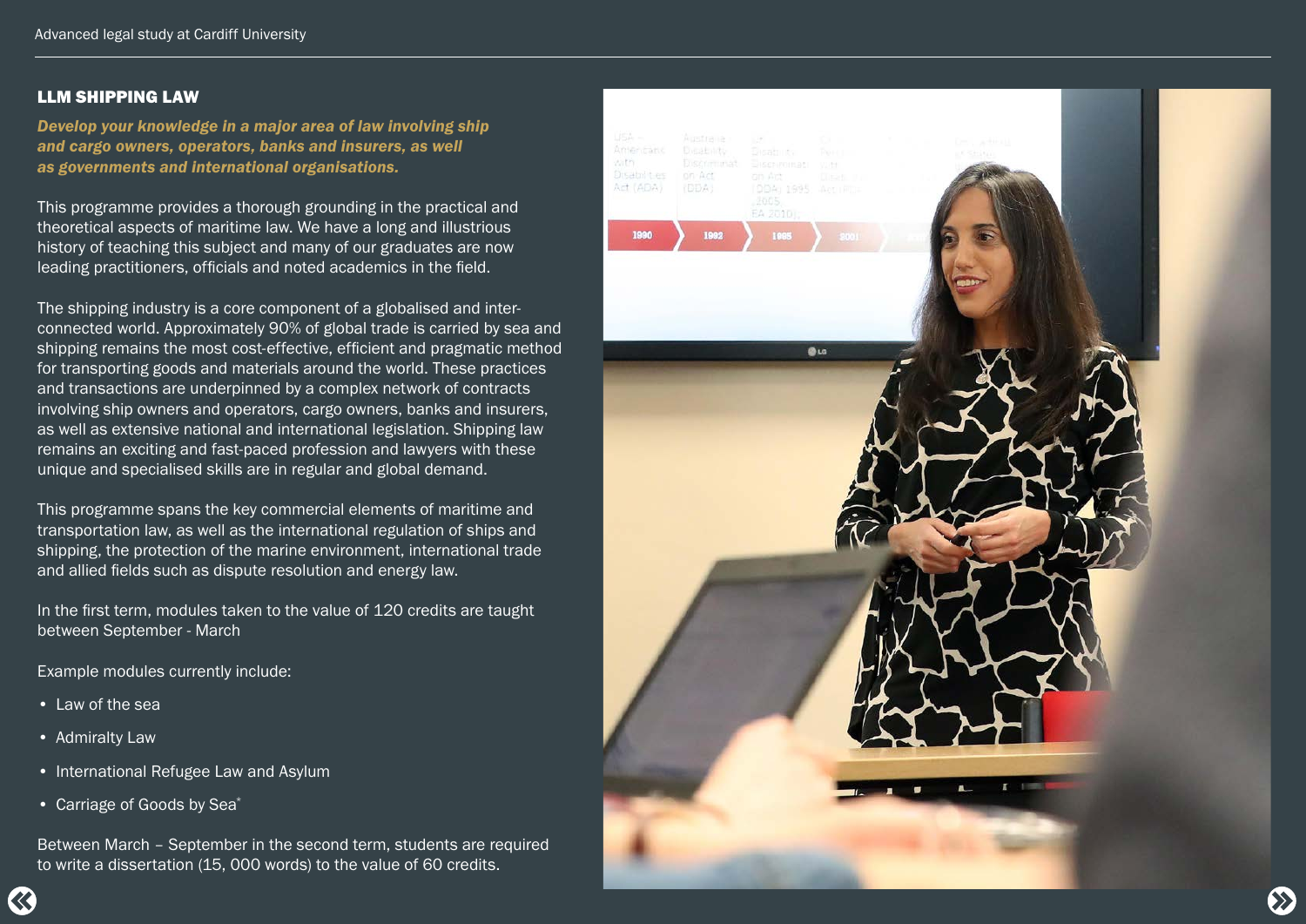## LLM SHIPPING LAW

***Develop your knowledge in a major area of law involving ship and cargo owners, operators, banks and insurers, as well as governments and international organisations.***

This programme provides a thorough grounding in the practical and theoretical aspects of maritime law. We have a long and illustrious history of teaching this subject and many of our graduates are now leading practitioners, officials and noted academics in the field.

The shipping industry is a core component of a globalised and inter-connected world. Approximately 90% of global trade is carried by sea and shipping remains the most cost-effective, efficient and pragmatic method for transporting goods and materials around the world. These practices and transactions are underpinned by a complex network of contracts involving ship owners and operators, cargo owners, banks and insurers, as well as extensive national and international legislation. Shipping law remains an exciting and fast-paced profession and lawyers with these unique and specialised skills are in regular and global demand.

This programme spans the key commercial elements of maritime and transportation law, as well as the international regulation of ships and shipping, the protection of the marine environment, international trade and allied fields such as dispute resolution and energy law.

In the first term, modules taken to the value of 120 credits are taught between September - March

Example modules currently include:

- Law of the sea
- Admiralty Law
- International Refugee Law and Asylum
- Carriage of Goods by Sea*

Between March – September in the second term, students are required to write a dissertation (15, 000 words) to the value of 60 credits.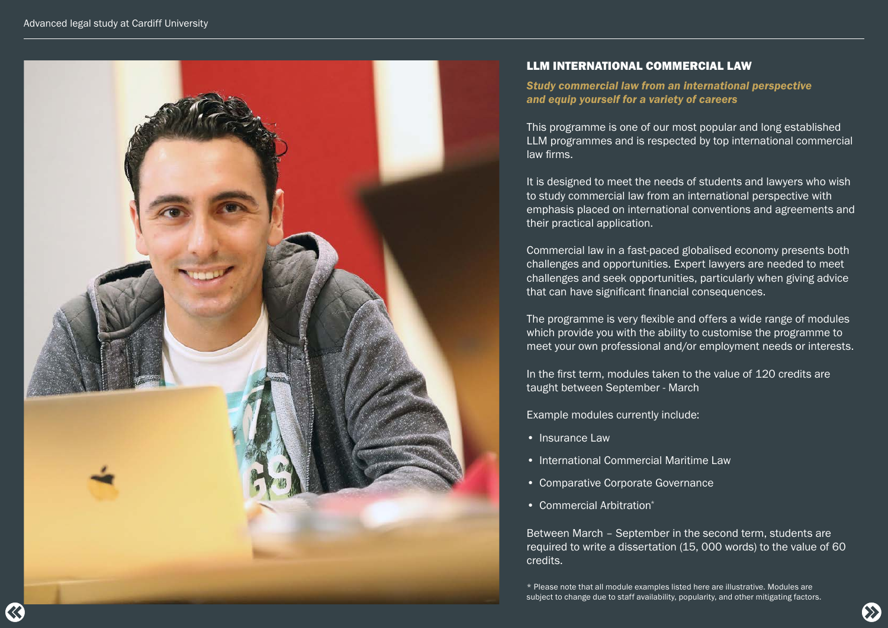## LLM INTERNATIONAL COMMERCIAL LAW

***Study commercial law from an international perspective and equip yourself for a variety of careers***

This programme is one of our most popular and long established LLM programmes and is respected by top international commercial law firms.

It is designed to meet the needs of students and lawyers who wish to study commercial law from an international perspective with emphasis placed on international conventions and agreements and their practical application.

Commercial law in a fast-paced globalised economy presents both challenges and opportunities. Expert lawyers are needed to meet challenges and seek opportunities, particularly when giving advice that can have significant financial consequences.

The programme is very flexible and offers a wide range of modules which provide you with the ability to customise the programme to meet your own professional and/or employment needs or interests.

In the first term, modules taken to the value of 120 credits are taught between September - March

Example modules currently include:

- Insurance Law
- International Commercial Maritime Law
- Comparative Corporate Governance
- Commercial Arbitration*

Between March – September in the second term, students are required to write a dissertation (15, 000 words) to the value of 60 credits.

* Please note that all module examples listed here are illustrative. Modules are subject to change due to staff availability, popularity, and other mitigating factors.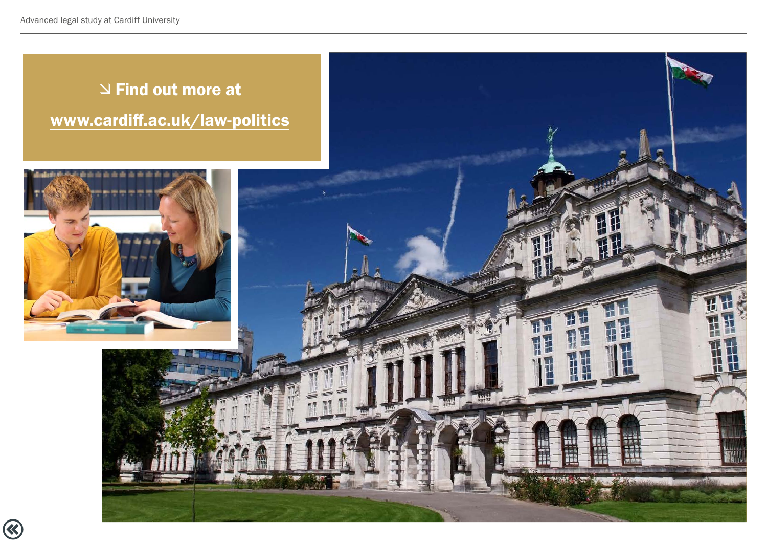↘ Find out more at

www.cardiff.ac.uk/law-politics